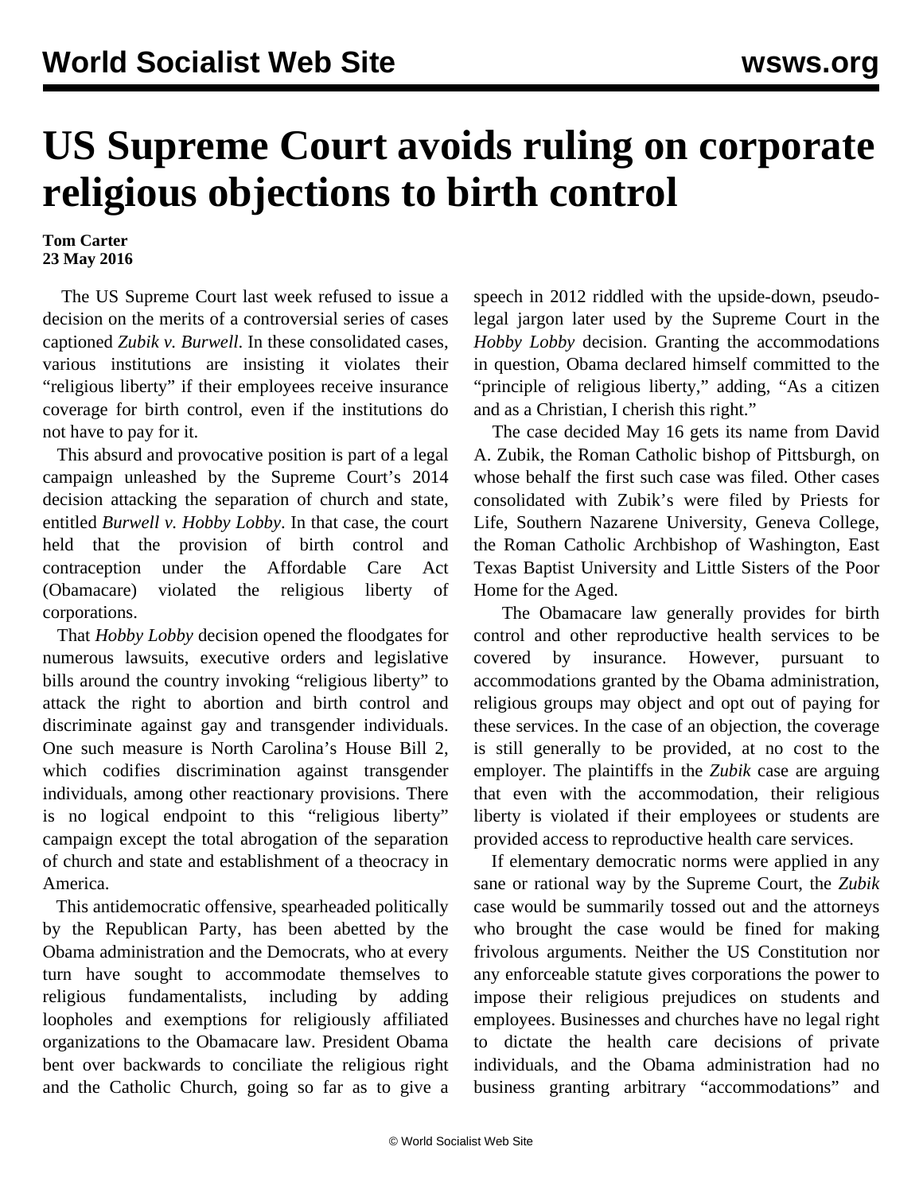# US Supreme Court avoids ruling on corporate religious objections to birth control

**Tom Carter**
**23 May 2016**

The US Supreme Court last week refused to issue a decision on the merits of a controversial series of cases captioned *Zubik v. Burwell*. In these consolidated cases, various institutions are insisting it violates their "religious liberty" if their employees receive insurance coverage for birth control, even if the institutions do not have to pay for it.

This absurd and provocative position is part of a legal campaign unleashed by the Supreme Court's 2014 decision attacking the separation of church and state, entitled *Burwell v. Hobby Lobby*. In that case, the court held that the provision of birth control and contraception under the Affordable Care Act (Obamacare) violated the religious liberty of corporations.

That *Hobby Lobby* decision opened the floodgates for numerous lawsuits, executive orders and legislative bills around the country invoking "religious liberty" to attack the right to abortion and birth control and discriminate against gay and transgender individuals. One such measure is North Carolina's House Bill 2, which codifies discrimination against transgender individuals, among other reactionary provisions. There is no logical endpoint to this "religious liberty" campaign except the total abrogation of the separation of church and state and establishment of a theocracy in America.

This antidemocratic offensive, spearheaded politically by the Republican Party, has been abetted by the Obama administration and the Democrats, who at every turn have sought to accommodate themselves to religious fundamentalists, including by adding loopholes and exemptions for religiously affiliated organizations to the Obamacare law. President Obama bent over backwards to conciliate the religious right and the Catholic Church, going so far as to give a speech in 2012 riddled with the upside-down, pseudo-legal jargon later used by the Supreme Court in the *Hobby Lobby* decision. Granting the accommodations in question, Obama declared himself committed to the "principle of religious liberty," adding, "As a citizen and as a Christian, I cherish this right."

The case decided May 16 gets its name from David A. Zubik, the Roman Catholic bishop of Pittsburgh, on whose behalf the first such case was filed. Other cases consolidated with Zubik's were filed by Priests for Life, Southern Nazarene University, Geneva College, the Roman Catholic Archbishop of Washington, East Texas Baptist University and Little Sisters of the Poor Home for the Aged.

The Obamacare law generally provides for birth control and other reproductive health services to be covered by insurance. However, pursuant to accommodations granted by the Obama administration, religious groups may object and opt out of paying for these services. In the case of an objection, the coverage is still generally to be provided, at no cost to the employer. The plaintiffs in the *Zubik* case are arguing that even with the accommodation, their religious liberty is violated if their employees or students are provided access to reproductive health care services.

If elementary democratic norms were applied in any sane or rational way by the Supreme Court, the *Zubik* case would be summarily tossed out and the attorneys who brought the case would be fined for making frivolous arguments. Neither the US Constitution nor any enforceable statute gives corporations the power to impose their religious prejudices on students and employees. Businesses and churches have no legal right to dictate the health care decisions of private individuals, and the Obama administration had no business granting arbitrary "accommodations" and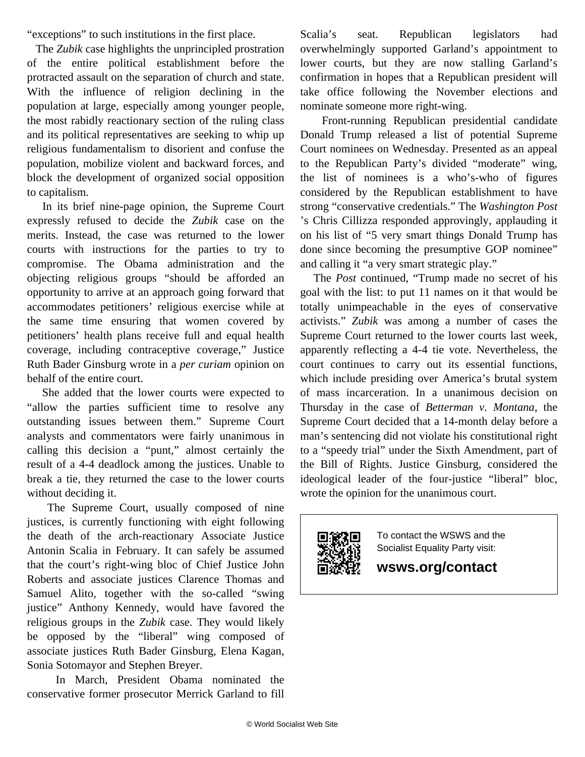"exceptions" to such institutions in the first place.

The *Zubik* case highlights the unprincipled prostration of the entire political establishment before the protracted assault on the separation of church and state. With the influence of religion declining in the population at large, especially among younger people, the most rabidly reactionary section of the ruling class and its political representatives are seeking to whip up religious fundamentalism to disorient and confuse the population, mobilize violent and backward forces, and block the development of organized social opposition to capitalism.

In its brief nine-page opinion, the Supreme Court expressly refused to decide the *Zubik* case on the merits. Instead, the case was returned to the lower courts with instructions for the parties to try to compromise. The Obama administration and the objecting religious groups "should be afforded an opportunity to arrive at an approach going forward that accommodates petitioners' religious exercise while at the same time ensuring that women covered by petitioners' health plans receive full and equal health coverage, including contraceptive coverage," Justice Ruth Bader Ginsburg wrote in a *per curiam* opinion on behalf of the entire court.

She added that the lower courts were expected to "allow the parties sufficient time to resolve any outstanding issues between them." Supreme Court analysts and commentators were fairly unanimous in calling this decision a "punt," almost certainly the result of a 4-4 deadlock among the justices. Unable to break a tie, they returned the case to the lower courts without deciding it.

The Supreme Court, usually composed of nine justices, is currently functioning with eight following the death of the arch-reactionary Associate Justice Antonin Scalia in February. It can safely be assumed that the court's right-wing bloc of Chief Justice John Roberts and associate justices Clarence Thomas and Samuel Alito, together with the so-called "swing justice" Anthony Kennedy, would have favored the religious groups in the *Zubik* case. They would likely be opposed by the "liberal" wing composed of associate justices Ruth Bader Ginsburg, Elena Kagan, Sonia Sotomayor and Stephen Breyer.

In March, President Obama nominated the conservative former prosecutor Merrick Garland to fill Scalia's seat. Republican legislators had overwhelmingly supported Garland's appointment to lower courts, but they are now stalling Garland's confirmation in hopes that a Republican president will take office following the November elections and nominate someone more right-wing.

Front-running Republican presidential candidate Donald Trump released a list of potential Supreme Court nominees on Wednesday. Presented as an appeal to the Republican Party's divided "moderate" wing, the list of nominees is a who's-who of figures considered by the Republican establishment to have strong "conservative credentials." The *Washington Post*'s Chris Cillizza responded approvingly, applauding it on his list of "5 very smart things Donald Trump has done since becoming the presumptive GOP nominee" and calling it "a very smart strategic play."

The *Post* continued, "Trump made no secret of his goal with the list: to put 11 names on it that would be totally unimpeachable in the eyes of conservative activists." *Zubik* was among a number of cases the Supreme Court returned to the lower courts last week, apparently reflecting a 4-4 tie vote. Nevertheless, the court continues to carry out its essential functions, which include presiding over America's brutal system of mass incarceration. In a unanimous decision on Thursday in the case of *Betterman v. Montana*, the Supreme Court decided that a 14-month delay before a man's sentencing did not violate his constitutional right to a "speedy trial" under the Sixth Amendment, part of the Bill of Rights. Justice Ginsburg, considered the ideological leader of the four-justice "liberal" bloc, wrote the opinion for the unanimous court.

To contact the WSWS and the Socialist Equality Party visit:

**wsws.org/contact**